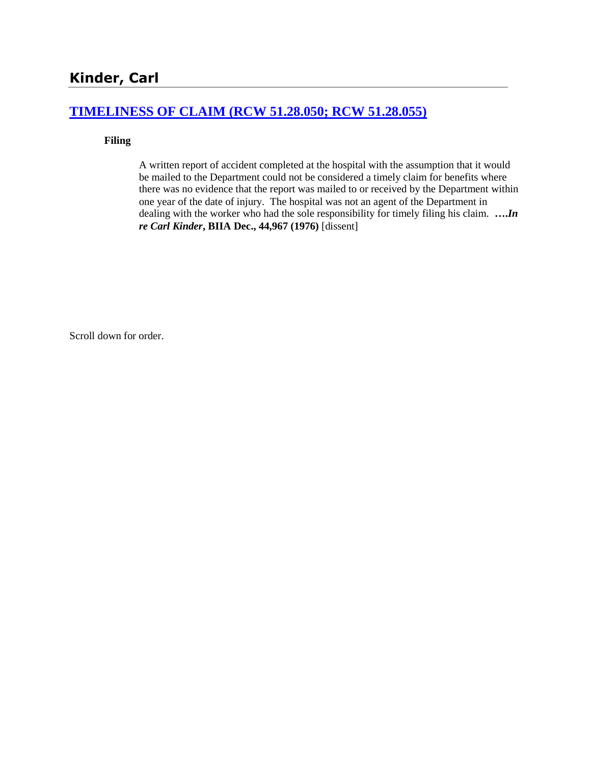## Kinder, Carl

### [TIMELINESS OF CLAIM (RCW 51.28.050; RCW 51.28.055)]

**Filing**

A written report of accident completed at the hospital with the assumption that it would be mailed to the Department could not be considered a timely claim for benefits where there was no evidence that the report was mailed to or received by the Department within one year of the date of injury. The hospital was not an agent of the Department in dealing with the worker who had the sole responsibility for timely filing his claim. ***….In re Carl Kinder*, BIIA Dec., 44,967 (1976)** [dissent]

Scroll down for order.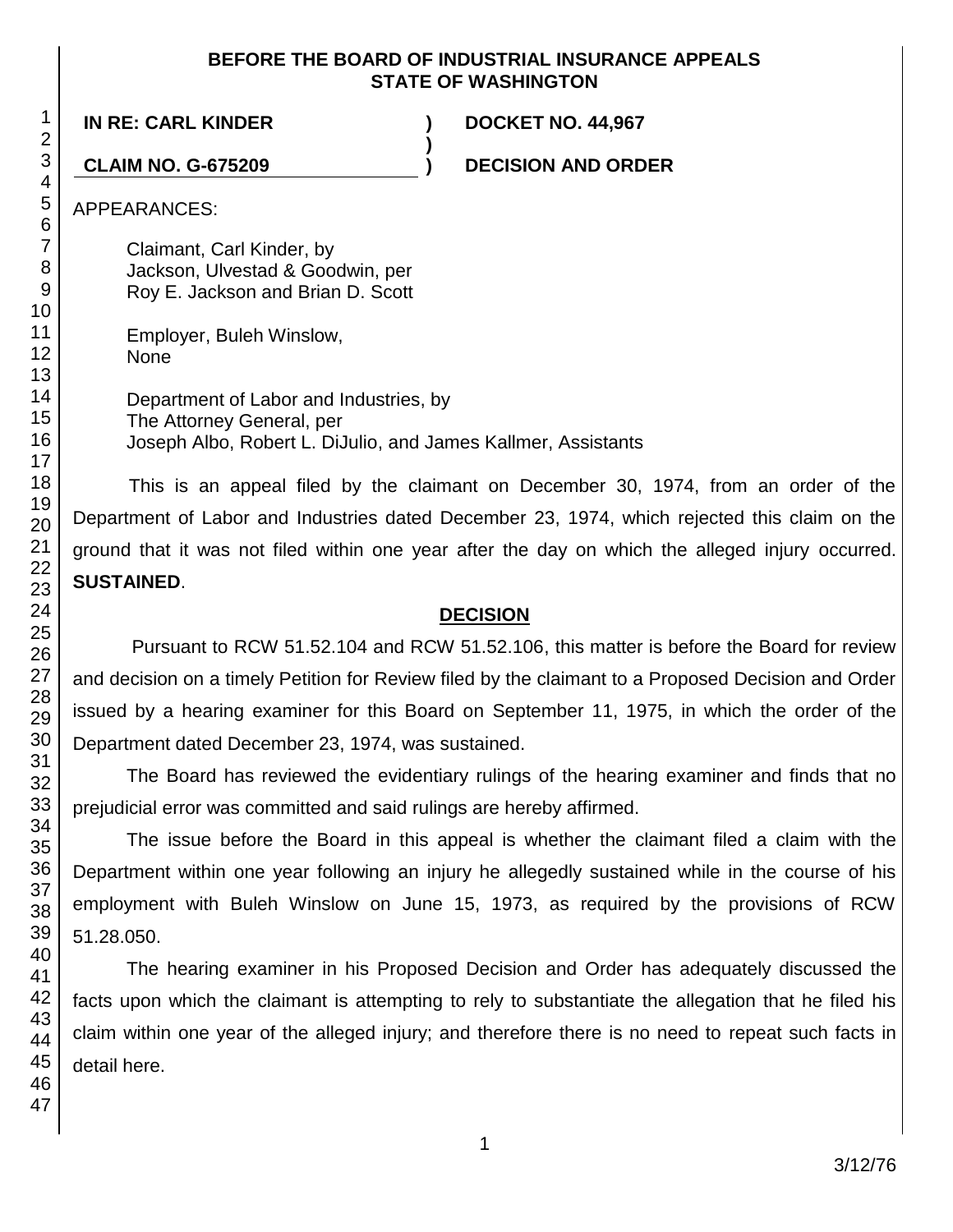**BEFORE THE BOARD OF INDUSTRIAL INSURANCE APPEALS STATE OF WASHINGTON**

| **IN RE: CARL KINDER** | **)** | **DOCKET NO. 44,967** |
|---|---|---|
| | **)** | |
| **CLAIM NO. G-675209** | **)** | **DECISION AND ORDER** |

APPEARANCES:

Claimant, Carl Kinder, by
Jackson, Ulvestad & Goodwin, per
Roy E. Jackson and Brian D. Scott

Employer, Buleh Winslow,
None

Department of Labor and Industries, by
The Attorney General, per
Joseph Albo, Robert L. DiJulio, and James Kallmer, Assistants

This is an appeal filed by the claimant on December 30, 1974, from an order of the Department of Labor and Industries dated December 23, 1974, which rejected this claim on the ground that it was not filed within one year after the day on which the alleged injury occurred. **SUSTAINED**.

## DECISION

Pursuant to RCW 51.52.104 and RCW 51.52.106, this matter is before the Board for review and decision on a timely Petition for Review filed by the claimant to a Proposed Decision and Order issued by a hearing examiner for this Board on September 11, 1975, in which the order of the Department dated December 23, 1974, was sustained.

The Board has reviewed the evidentiary rulings of the hearing examiner and finds that no prejudicial error was committed and said rulings are hereby affirmed.

The issue before the Board in this appeal is whether the claimant filed a claim with the Department within one year following an injury he allegedly sustained while in the course of his employment with Buleh Winslow on June 15, 1973, as required by the provisions of RCW 51.28.050.

The hearing examiner in his Proposed Decision and Order has adequately discussed the facts upon which the claimant is attempting to rely to substantiate the allegation that he filed his claim within one year of the alleged injury; and therefore there is no need to repeat such facts in detail here.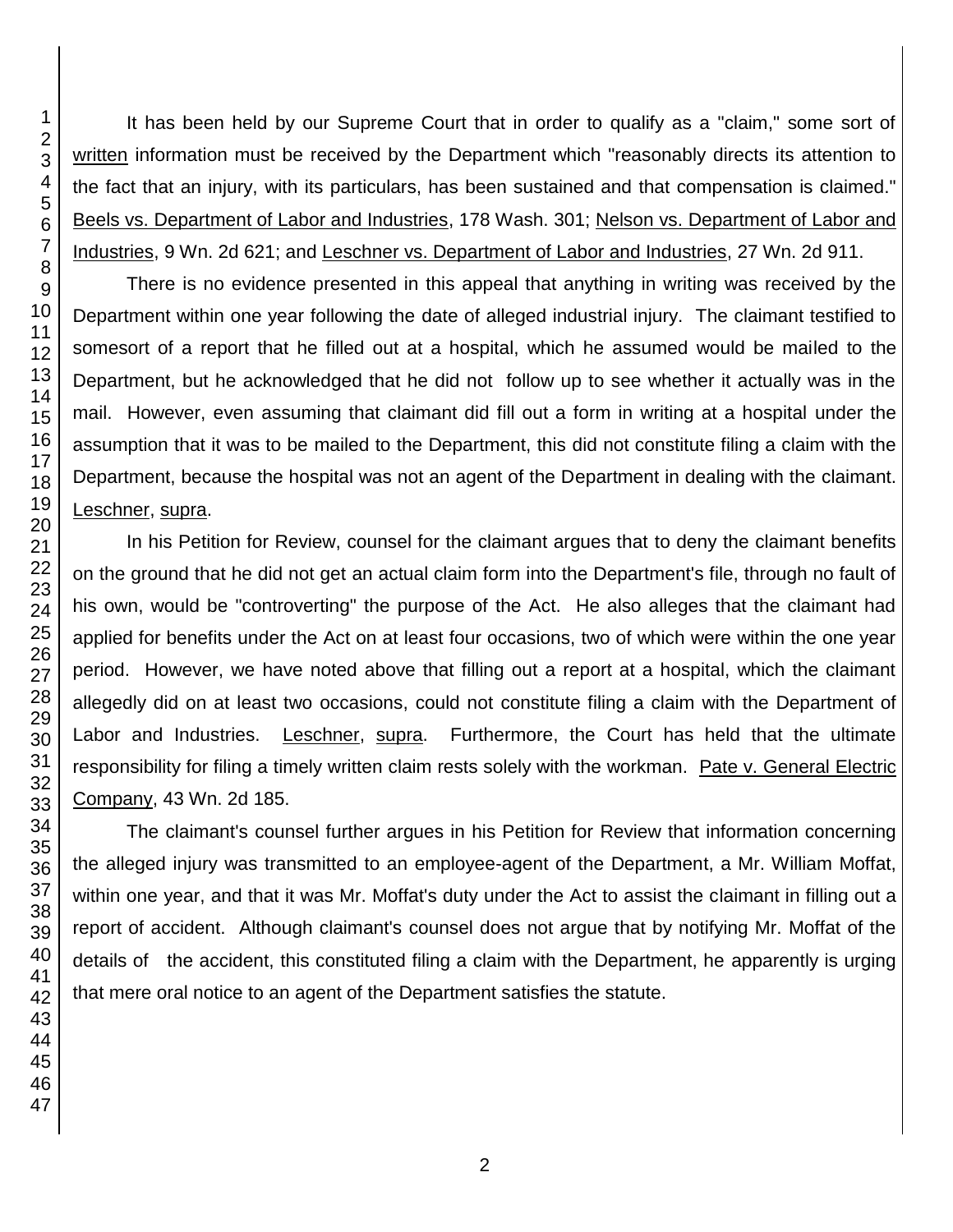It has been held by our Supreme Court that in order to qualify as a "claim," some sort of written information must be received by the Department which "reasonably directs its attention to the fact that an injury, with its particulars, has been sustained and that compensation is claimed." Beels vs. Department of Labor and Industries, 178 Wash. 301; Nelson vs. Department of Labor and Industries, 9 Wn. 2d 621; and Leschner vs. Department of Labor and Industries, 27 Wn. 2d 911.

There is no evidence presented in this appeal that anything in writing was received by the Department within one year following the date of alleged industrial injury. The claimant testified to somesort of a report that he filled out at a hospital, which he assumed would be mailed to the Department, but he acknowledged that he did not follow up to see whether it actually was in the mail. However, even assuming that claimant did fill out a form in writing at a hospital under the assumption that it was to be mailed to the Department, this did not constitute filing a claim with the Department, because the hospital was not an agent of the Department in dealing with the claimant. Leschner, supra.

In his Petition for Review, counsel for the claimant argues that to deny the claimant benefits on the ground that he did not get an actual claim form into the Department's file, through no fault of his own, would be "controverting" the purpose of the Act. He also alleges that the claimant had applied for benefits under the Act on at least four occasions, two of which were within the one year period. However, we have noted above that filling out a report at a hospital, which the claimant allegedly did on at least two occasions, could not constitute filing a claim with the Department of Labor and Industries. Leschner, supra. Furthermore, the Court has held that the ultimate responsibility for filing a timely written claim rests solely with the workman. Pate v. General Electric Company, 43 Wn. 2d 185.

The claimant's counsel further argues in his Petition for Review that information concerning the alleged injury was transmitted to an employee-agent of the Department, a Mr. William Moffat, within one year, and that it was Mr. Moffat's duty under the Act to assist the claimant in filling out a report of accident. Although claimant's counsel does not argue that by notifying Mr. Moffat of the details of the accident, this constituted filing a claim with the Department, he apparently is urging that mere oral notice to an agent of the Department satisfies the statute.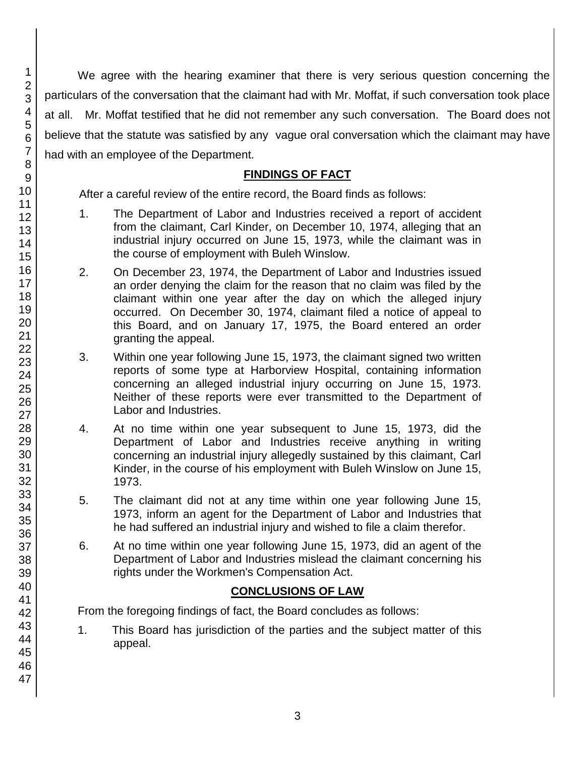We agree with the hearing examiner that there is very serious question concerning the particulars of the conversation that the claimant had with Mr. Moffat, if such conversation took place at all. Mr. Moffat testified that he did not remember any such conversation. The Board does not believe that the statute was satisfied by any vague oral conversation which the claimant may have had with an employee of the Department.

## FINDINGS OF FACT

After a careful review of the entire record, the Board finds as follows:

1. The Department of Labor and Industries received a report of accident from the claimant, Carl Kinder, on December 10, 1974, alleging that an industrial injury occurred on June 15, 1973, while the claimant was in the course of employment with Buleh Winslow.

2. On December 23, 1974, the Department of Labor and Industries issued an order denying the claim for the reason that no claim was filed by the claimant within one year after the day on which the alleged injury occurred. On December 30, 1974, claimant filed a notice of appeal to this Board, and on January 17, 1975, the Board entered an order granting the appeal.

3. Within one year following June 15, 1973, the claimant signed two written reports of some type at Harborview Hospital, containing information concerning an alleged industrial injury occurring on June 15, 1973. Neither of these reports were ever transmitted to the Department of Labor and Industries.

4. At no time within one year subsequent to June 15, 1973, did the Department of Labor and Industries receive anything in writing concerning an industrial injury allegedly sustained by this claimant, Carl Kinder, in the course of his employment with Buleh Winslow on June 15, 1973.

5. The claimant did not at any time within one year following June 15, 1973, inform an agent for the Department of Labor and Industries that he had suffered an industrial injury and wished to file a claim therefor.

6. At no time within one year following June 15, 1973, did an agent of the Department of Labor and Industries mislead the claimant concerning his rights under the Workmen's Compensation Act.

## CONCLUSIONS OF LAW

From the foregoing findings of fact, the Board concludes as follows:

1. This Board has jurisdiction of the parties and the subject matter of this appeal.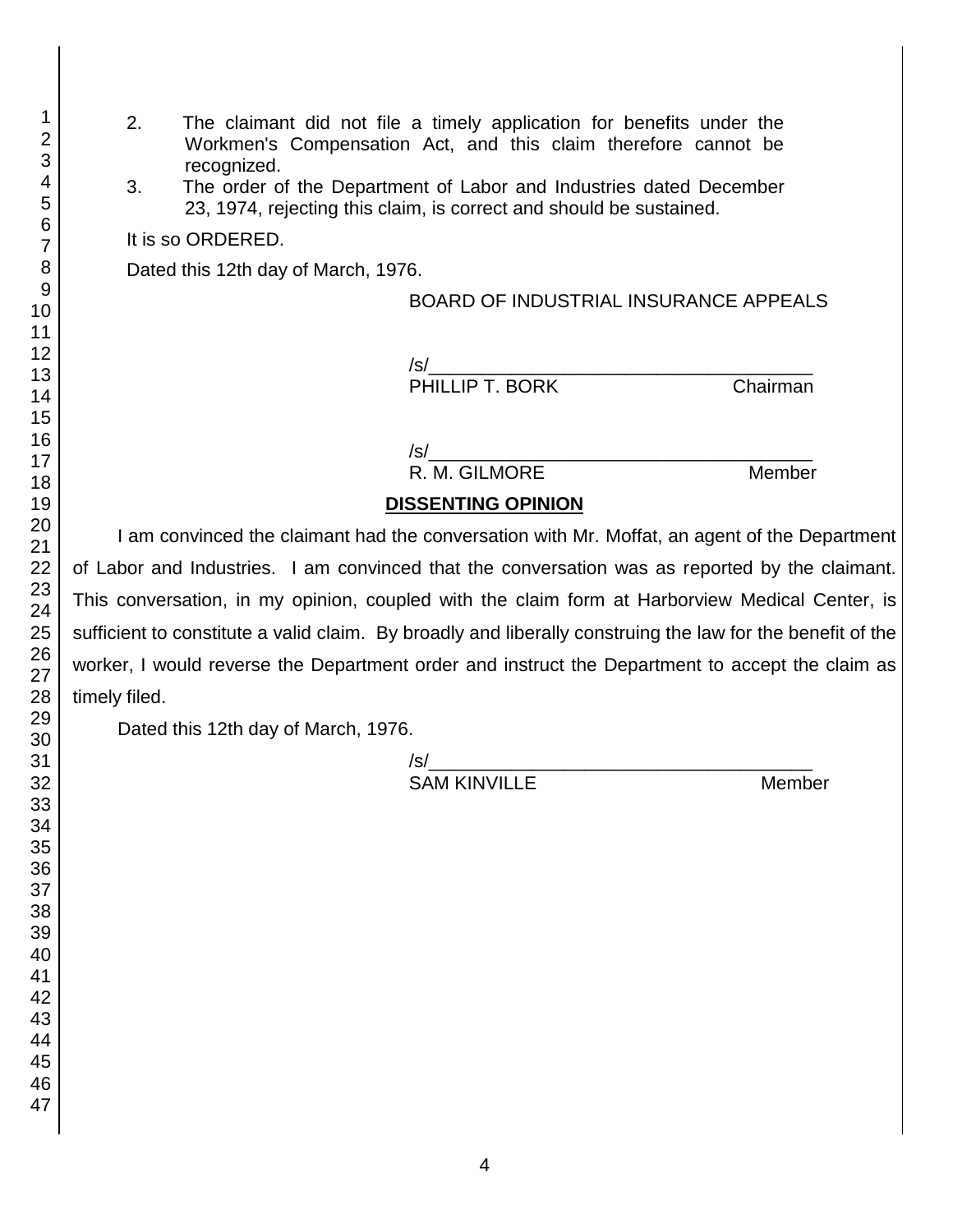2. The claimant did not file a timely application for benefits under the Workmen's Compensation Act, and this claim therefore cannot be recognized.
3. The order of the Department of Labor and Industries dated December 23, 1974, rejecting this claim, is correct and should be sustained.

It is so ORDERED.

Dated this 12th day of March, 1976.

BOARD OF INDUSTRIAL INSURANCE APPEALS

/s/______________________________________
PHILLIP T. BORK Chairman

/s/______________________________________
R. M. GILMORE Member

**DISSENTING OPINION**

I am convinced the claimant had the conversation with Mr. Moffat, an agent of the Department of Labor and Industries. I am convinced that the conversation was as reported by the claimant. This conversation, in my opinion, coupled with the claim form at Harborview Medical Center, is sufficient to constitute a valid claim. By broadly and liberally construing the law for the benefit of the worker, I would reverse the Department order and instruct the Department to accept the claim as timely filed.

Dated this 12th day of March, 1976.

/s/______________________________________
SAM KINVILLE Member